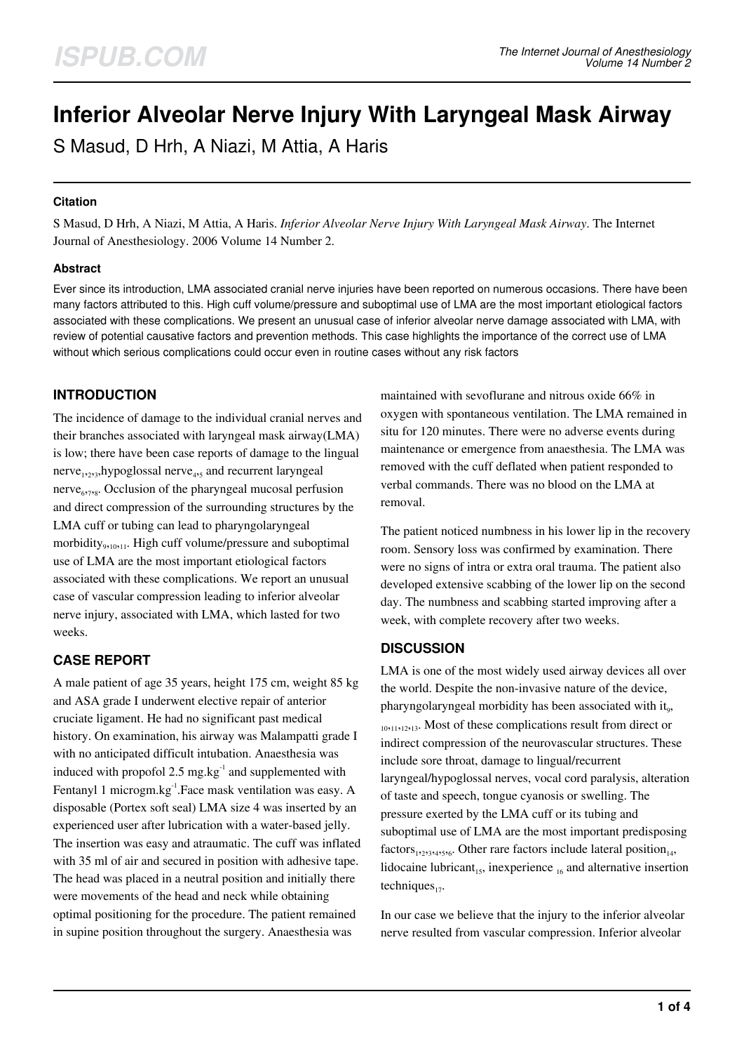# Inferior Alveolar Nerve Injury With Laryngeal Mask Airway

S Masud, D Hrh, A Niazi, M Attia, A Haris

#### Citation

S Masud, D Hrh, A Niazi, M Attia, A Haris. *Inferior Alveolar Nerve Injury With Laryngeal Mask Airway*. The Internet Journal of Anesthesiology. 2006 Volume 14 Number 2.

#### Abstract

Ever since its introduction, LMA associated cranial nerve injuries have been reported on numerous occasions. There have been many factors attributed to this. High cuff volume/pressure and suboptimal use of LMA are the most important etiological factors associated with these complications. We present an unusual case of inferior alveolar nerve damage associated with LMA, with review of potential causative factors and prevention methods. This case highlights the importance of the correct use of LMA without which serious complications could occur even in routine cases without any risk factors

## INTRODUCTION

The incidence of damage to the individual cranial nerves and their branches associated with laryngeal mask airway(LMA) is low; there have been case reports of damage to the lingual nerve[1,2,3],hypoglossal nerve[4,5] and recurrent laryngeal nerve[6,7,8]. Occlusion of the pharyngeal mucosal perfusion and direct compression of the surrounding structures by the LMA cuff or tubing can lead to pharyngolaryngeal morbidity[9,10,11]. High cuff volume/pressure and suboptimal use of LMA are the most important etiological factors associated with these complications. We report an unusual case of vascular compression leading to inferior alveolar nerve injury, associated with LMA, which lasted for two weeks.

## CASE REPORT

A male patient of age 35 years, height 175 cm, weight 85 kg and ASA grade I underwent elective repair of anterior cruciate ligament. He had no significant past medical history. On examination, his airway was Malampatti grade I with no anticipated difficult intubation. Anaesthesia was induced with propofol 2.5 mg.kg$^{-1}$ and supplemented with Fentanyl 1 microgm.kg$^{-1}$.Face mask ventilation was easy. A disposable (Portex soft seal) LMA size 4 was inserted by an experienced user after lubrication with a water-based jelly. The insertion was easy and atraumatic. The cuff was inflated with 35 ml of air and secured in position with adhesive tape. The head was placed in a neutral position and initially there were movements of the head and neck while obtaining optimal positioning for the procedure. The patient remained in supine position throughout the surgery. Anaesthesia was maintained with sevoflurane and nitrous oxide 66% in oxygen with spontaneous ventilation. The LMA remained in situ for 120 minutes. There were no adverse events during maintenance or emergence from anaesthesia. The LMA was removed with the cuff deflated when patient responded to verbal commands. There was no blood on the LMA at removal.

The patient noticed numbness in his lower lip in the recovery room. Sensory loss was confirmed by examination. There were no signs of intra or extra oral trauma. The patient also developed extensive scabbing of the lower lip on the second day. The numbness and scabbing started improving after a week, with complete recovery after two weeks.

## DISCUSSION

LMA is one of the most widely used airway devices all over the world. Despite the non-invasive nature of the device, pharyngolaryngeal morbidity has been associated with it[9,10,11,12,13]. Most of these complications result from direct or indirect compression of the neurovascular structures. These include sore throat, damage to lingual/recurrent laryngeal/hypoglossal nerves, vocal cord paralysis, alteration of taste and speech, tongue cyanosis or swelling. The pressure exerted by the LMA cuff or its tubing and suboptimal use of LMA are the most important predisposing factors[1,2,3,4,5,6]. Other rare factors include lateral position[14], lidocaine lubricant[15], inexperience [16] and alternative insertion techniques[17].

In our case we believe that the injury to the inferior alveolar nerve resulted from vascular compression. Inferior alveolar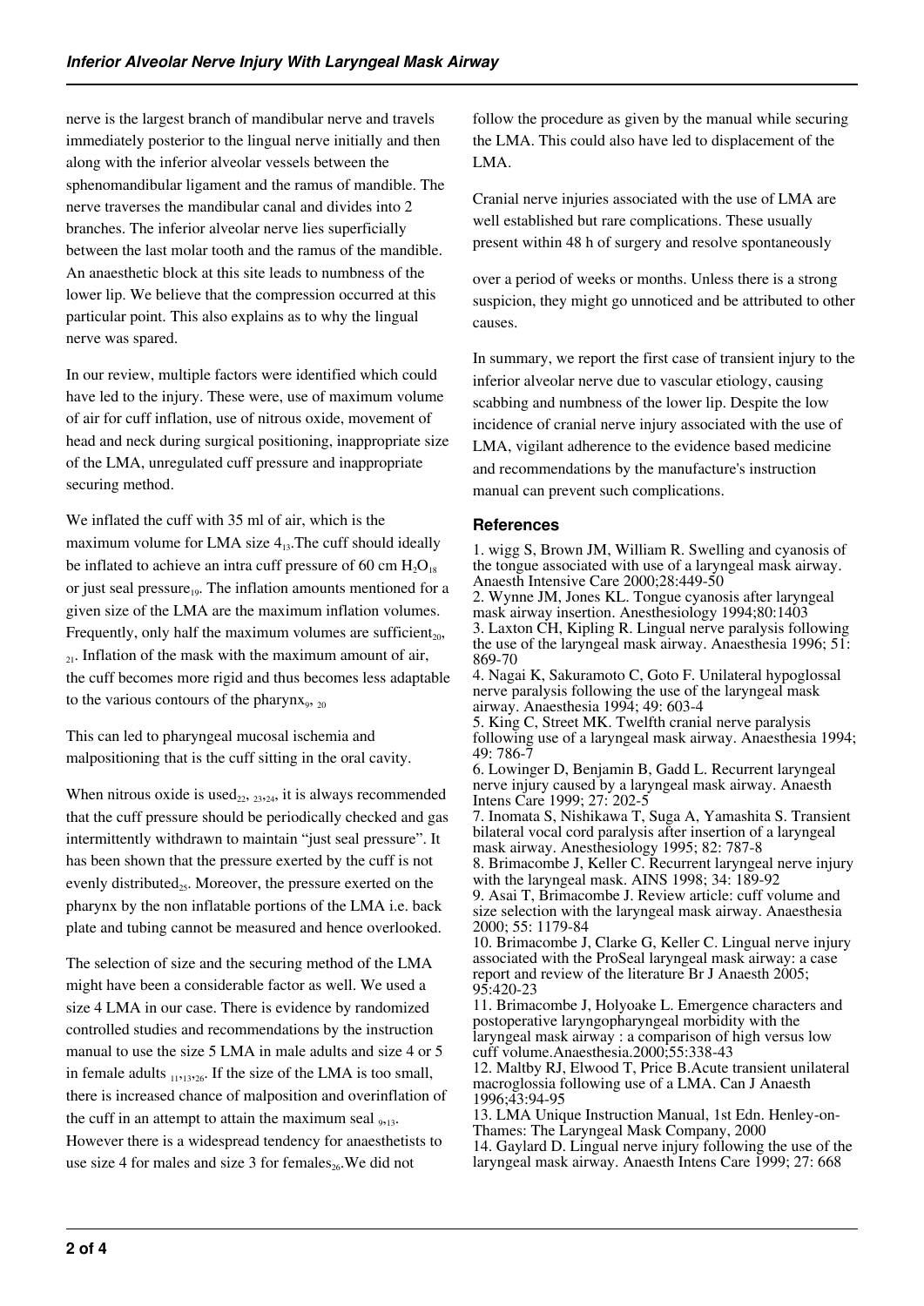nerve is the largest branch of mandibular nerve and travels immediately posterior to the lingual nerve initially and then along with the inferior alveolar vessels between the sphenomandibular ligament and the ramus of mandible. The nerve traverses the mandibular canal and divides into 2 branches. The inferior alveolar nerve lies superficially between the last molar tooth and the ramus of the mandible. An anaesthetic block at this site leads to numbness of the lower lip. We believe that the compression occurred at this particular point. This also explains as to why the lingual nerve was spared.

In our review, multiple factors were identified which could have led to the injury. These were, use of maximum volume of air for cuff inflation, use of nitrous oxide, movement of head and neck during surgical positioning, inappropriate size of the LMA, unregulated cuff pressure and inappropriate securing method.

We inflated the cuff with 35 ml of air, which is the maximum volume for LMA size 4[13]. The cuff should ideally be inflated to achieve an intra cuff pressure of 60 cm $H_2O$[18] or just seal pressure[19]. The inflation amounts mentioned for a given size of the LMA are the maximum inflation volumes. Frequently, only half the maximum volumes are sufficient[20, 21]. Inflation of the mask with the maximum amount of air, the cuff becomes more rigid and thus becomes less adaptable to the various contours of the pharynx[9, 20]

This can led to pharyngeal mucosal ischemia and malpositioning that is the cuff sitting in the oral cavity.

When nitrous oxide is used[22, 23, 24], it is always recommended that the cuff pressure should be periodically checked and gas intermittently withdrawn to maintain "just seal pressure". It has been shown that the pressure exerted by the cuff is not evenly distributed[25]. Moreover, the pressure exerted on the pharynx by the non inflatable portions of the LMA i.e. back plate and tubing cannot be measured and hence overlooked.

The selection of size and the securing method of the LMA might have been a considerable factor as well. We used a size 4 LMA in our case. There is evidence by randomized controlled studies and recommendations by the instruction manual to use the size 5 LMA in male adults and size 4 or 5 in female adults [11, 13, 26]. If the size of the LMA is too small, there is increased chance of malposition and overinflation of the cuff in an attempt to attain the maximum seal [9, 13]. However there is a widespread tendency for anaesthetists to use size 4 for males and size 3 for females[26]. We did not follow the procedure as given by the manual while securing the LMA. This could also have led to displacement of the LMA.

Cranial nerve injuries associated with the use of LMA are well established but rare complications. These usually present within 48 h of surgery and resolve spontaneously over a period of weeks or months. Unless there is a strong suspicion, they might go unnoticed and be attributed to other causes.

In summary, we report the first case of transient injury to the inferior alveolar nerve due to vascular etiology, causing scabbing and numbness of the lower lip. Despite the low incidence of cranial nerve injury associated with the use of LMA, vigilant adherence to the evidence based medicine and recommendations by the manufacture's instruction manual can prevent such complications.

## References

1. wigg S, Brown JM, William R. Swelling and cyanosis of the tongue associated with use of a laryngeal mask airway. Anaesth Intensive Care 2000;28:449-50
2. Wynne JM, Jones KL. Tongue cyanosis after laryngeal mask airway insertion. Anesthesiology 1994;80:1403
3. Laxton CH, Kipling R. Lingual nerve paralysis following the use of the laryngeal mask airway. Anaesthesia 1996; 51: 869-70
4. Nagai K, Sakuramoto C, Goto F. Unilateral hypoglossal nerve paralysis following the use of the laryngeal mask airway. Anaesthesia 1994; 49: 603-4
5. King C, Street MK. Twelfth cranial nerve paralysis following use of a laryngeal mask airway. Anaesthesia 1994; 49: 786-7
6. Lowinger D, Benjamin B, Gadd L. Recurrent laryngeal nerve injury caused by a laryngeal mask airway. Anaesth Intens Care 1999; 27: 202-5
7. Inomata S, Nishikawa T, Suga A, Yamashita S. Transient bilateral vocal cord paralysis after insertion of a laryngeal mask airway. Anesthesiology 1995; 82: 787-8
8. Brimacombe J, Keller C. Recurrent laryngeal nerve injury with the laryngeal mask. AINS 1998; 34: 189-92
9. Asai T, Brimacombe J. Review article: cuff volume and size selection with the laryngeal mask airway. Anaesthesia 2000; 55: 1179-84
10. Brimacombe J, Clarke G, Keller C. Lingual nerve injury associated with the ProSeal laryngeal mask airway: a case report and review of the literature Br J Anaesth 2005; 95:420-23
11. Brimacombe J, Holyoake L. Emergence characters and postoperative laryngopharyngeal morbidity with the laryngeal mask airway : a comparison of high versus low cuff volume.Anaesthesia.2000;55:338-43
12. Maltby RJ, Elwood T, Price B.Acute transient unilateral macroglossia following use of a LMA. Can J Anaesth 1996;43:94-95
13. LMA Unique Instruction Manual, 1st Edn. Henley-on-Thames: The Laryngeal Mask Company, 2000
14. Gaylard D. Lingual nerve injury following the use of the laryngeal mask airway. Anaesth Intens Care 1999; 27: 668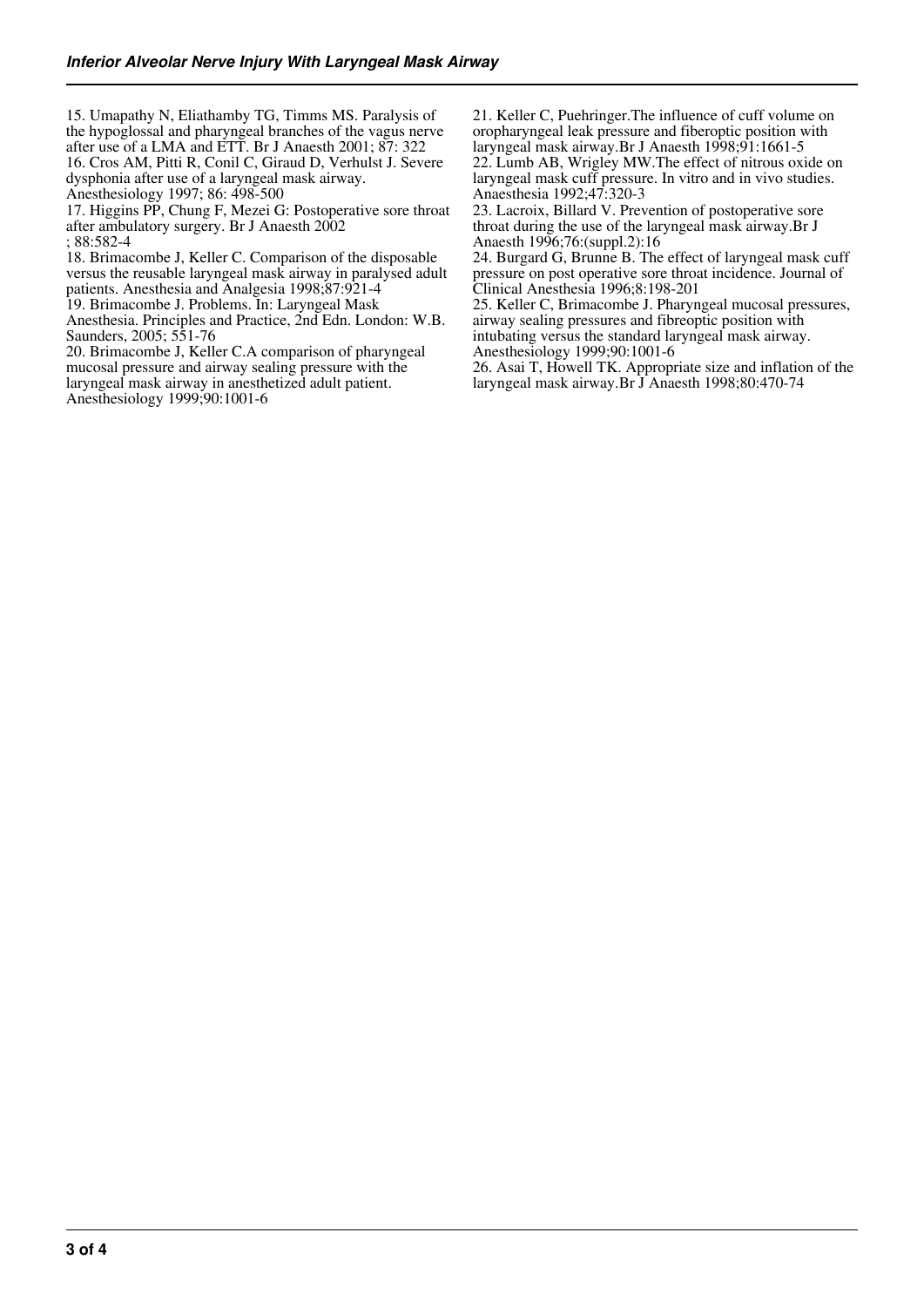15. Umapathy N, Eliathamby TG, Timms MS. Paralysis of the hypoglossal and pharyngeal branches of the vagus nerve after use of a LMA and ETT. Br J Anaesth 2001; 87: 322
16. Cros AM, Pitti R, Conil C, Giraud D, Verhulst J. Severe dysphonia after use of a laryngeal mask airway. Anesthesiology 1997; 86: 498-500
17. Higgins PP, Chung F, Mezei G: Postoperative sore throat after ambulatory surgery. Br J Anaesth 2002 ; 88:582-4
18. Brimacombe J, Keller C. Comparison of the disposable versus the reusable laryngeal mask airway in paralysed adult patients. Anesthesia and Analgesia 1998;87:921-4
19. Brimacombe J. Problems. In: Laryngeal Mask Anesthesia. Principles and Practice, 2nd Edn. London: W.B. Saunders, 2005; 551-76
20. Brimacombe J, Keller C.A comparison of pharyngeal mucosal pressure and airway sealing pressure with the laryngeal mask airway in anesthetized adult patient. Anesthesiology 1999;90:1001-6
21. Keller C, Puehringer.The influence of cuff volume on oropharyngeal leak pressure and fiberoptic position with laryngeal mask airway.Br J Anaesth 1998;91:1661-5
22. Lumb AB, Wrigley MW.The effect of nitrous oxide on laryngeal mask cuff pressure. In vitro and in vivo studies. Anaesthesia 1992;47:320-3
23. Lacroix, Billard V. Prevention of postoperative sore throat during the use of the laryngeal mask airway.Br J Anaesth 1996;76:(suppl.2):16
24. Burgard G, Brunne B. The effect of laryngeal mask cuff pressure on post operative sore throat incidence. Journal of Clinical Anesthesia 1996;8:198-201
25. Keller C, Brimacombe J. Pharyngeal mucosal pressures, airway sealing pressures and fibreoptic position with intubating versus the standard laryngeal mask airway. Anesthesiology 1999;90:1001-6
26. Asai T, Howell TK. Appropriate size and inflation of the laryngeal mask airway.Br J Anaesth 1998;80:470-74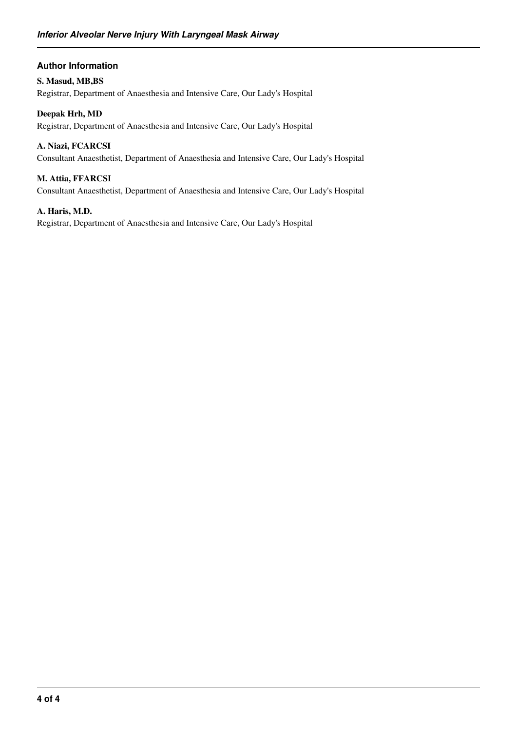### Author Information

**S. Masud, MB,BS**
Registrar, Department of Anaesthesia and Intensive Care, Our Lady's Hospital

**Deepak Hrh, MD**
Registrar, Department of Anaesthesia and Intensive Care, Our Lady's Hospital

**A. Niazi, FCARCSI**
Consultant Anaesthetist, Department of Anaesthesia and Intensive Care, Our Lady's Hospital

**M. Attia, FFARCSI**
Consultant Anaesthetist, Department of Anaesthesia and Intensive Care, Our Lady's Hospital

**A. Haris, M.D.**
Registrar, Department of Anaesthesia and Intensive Care, Our Lady's Hospital